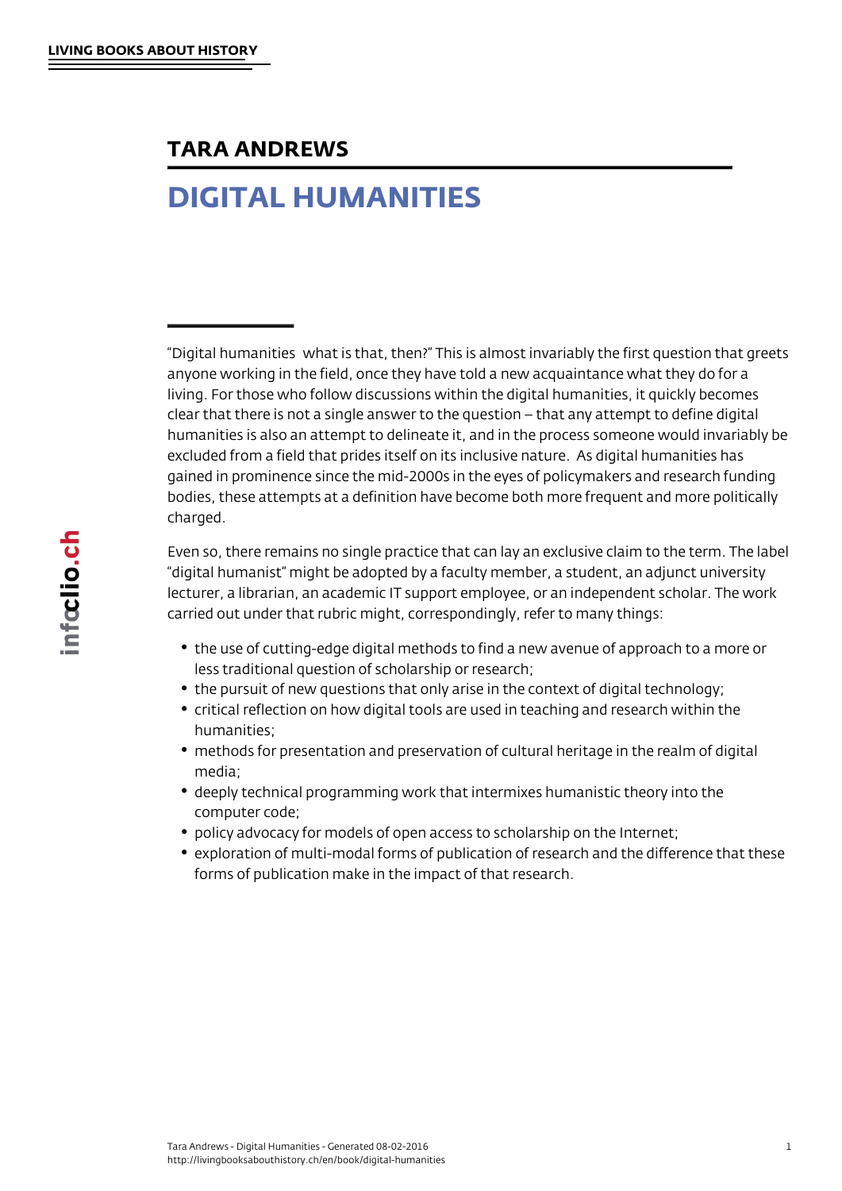## TARA ANDREWS

# DIGITAL HUMANITIES

"Digital humanities what is that, then?" This is almost invariably the first question that greets anyone working in the field, once they have told a new acquaintance what they do for a living. For those who follow discussions within the digital humanities, it quickly becomes clear that there is not a single answer to the question – that any attempt to define digital humanities is also an attempt to delineate it, and in the process someone would invariably be excluded from a field that prides itself on its inclusive nature. As digital humanities has gained in prominence since the mid-2000s in the eyes of policymakers and research funding bodies, these attempts at a definition have become both more frequent and more politically charged.

Even so, there remains no single practice that can lay an exclusive claim to the term. The label "digital humanist" might be adopted by a faculty member, a student, an adjunct university lecturer, a librarian, an academic IT support employee, or an independent scholar. The work carried out under that rubric might, correspondingly, refer to many things:

- the use of cutting-edge digital methods to find a new avenue of approach to a more or less traditional question of scholarship or research;
- the pursuit of new questions that only arise in the context of digital technology;
- critical reflection on how digital tools are used in teaching and research within the humanities;
- methods for presentation and preservation of cultural heritage in the realm of digital media;
- deeply technical programming work that intermixes humanistic theory into the computer code;
- policy advocacy for models of open access to scholarship on the Internet;
- exploration of multi-modal forms of publication of research and the difference that these forms of publication make in the impact of that research.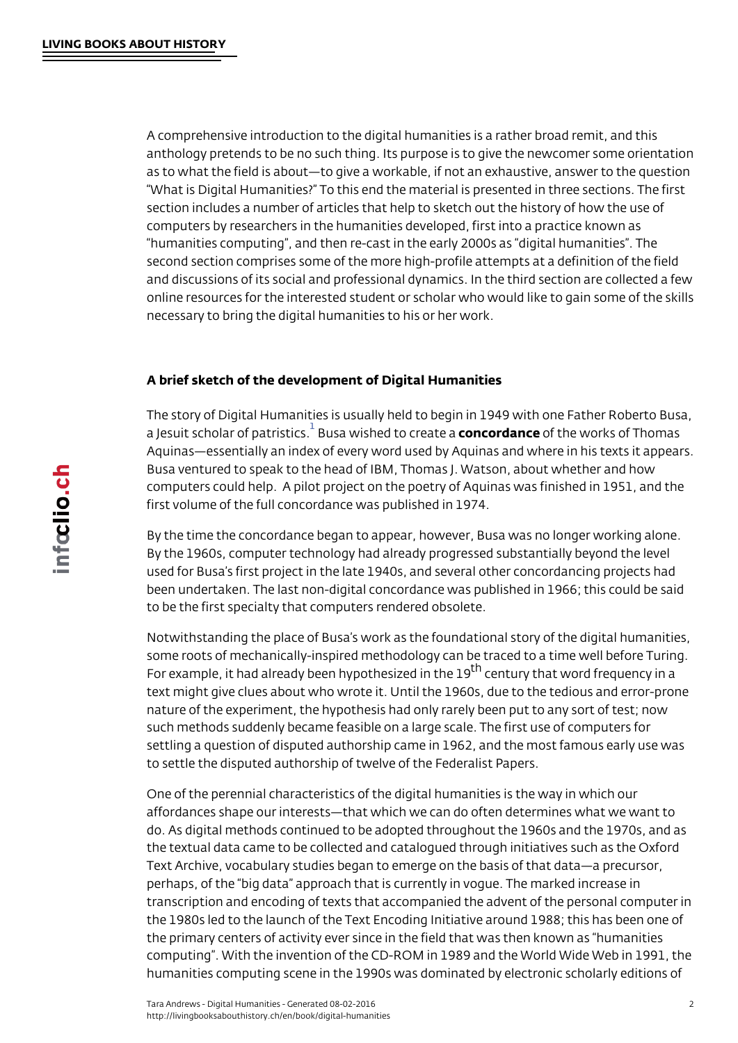A comprehensive introduction to the digital humanities is a rather broad remit, and this anthology pretends to be no such thing. Its purpose is to give the newcomer some orientation as to what the field is about—to give a workable, if not an exhaustive, answer to the question "What is Digital Humanities?" To this end the material is presented in three sections. The first section includes a number of articles that help to sketch out the history of how the use of computers by researchers in the humanities developed, first into a practice known as "humanities computing", and then re-cast in the early 2000s as "digital humanities". The second section comprises some of the more high-profile attempts at a definition of the field and discussions of its social and professional dynamics. In the third section are collected a few online resources for the interested student or scholar who would like to gain some of the skills necessary to bring the digital humanities to his or her work.

### A brief sketch of the development of Digital Humanities

The story of Digital Humanities is usually held to begin in 1949 with one Father Roberto Busa, a Jesuit scholar of patristics.[1] Busa wished to create a **concordance** of the works of Thomas Aquinas—essentially an index of every word used by Aquinas and where in his texts it appears. Busa ventured to speak to the head of IBM, Thomas J. Watson, about whether and how computers could help. A pilot project on the poetry of Aquinas was finished in 1951, and the first volume of the full concordance was published in 1974.

By the time the concordance began to appear, however, Busa was no longer working alone. By the 1960s, computer technology had already progressed substantially beyond the level used for Busa's first project in the late 1940s, and several other concordancing projects had been undertaken. The last non-digital concordance was published in 1966; this could be said to be the first specialty that computers rendered obsolete.

Notwithstanding the place of Busa's work as the foundational story of the digital humanities, some roots of mechanically-inspired methodology can be traced to a time well before Turing. For example, it had already been hypothesized in the 19th century that word frequency in a text might give clues about who wrote it. Until the 1960s, due to the tedious and error-prone nature of the experiment, the hypothesis had only rarely been put to any sort of test; now such methods suddenly became feasible on a large scale. The first use of computers for settling a question of disputed authorship came in 1962, and the most famous early use was to settle the disputed authorship of twelve of the Federalist Papers.

One of the perennial characteristics of the digital humanities is the way in which our affordances shape our interests—that which we can do often determines what we want to do. As digital methods continued to be adopted throughout the 1960s and the 1970s, and as the textual data came to be collected and catalogued through initiatives such as the Oxford Text Archive, vocabulary studies began to emerge on the basis of that data—a precursor, perhaps, of the "big data" approach that is currently in vogue. The marked increase in transcription and encoding of texts that accompanied the advent of the personal computer in the 1980s led to the launch of the Text Encoding Initiative around 1988; this has been one of the primary centers of activity ever since in the field that was then known as "humanities computing". With the invention of the CD-ROM in 1989 and the World Wide Web in 1991, the humanities computing scene in the 1990s was dominated by electronic scholarly editions of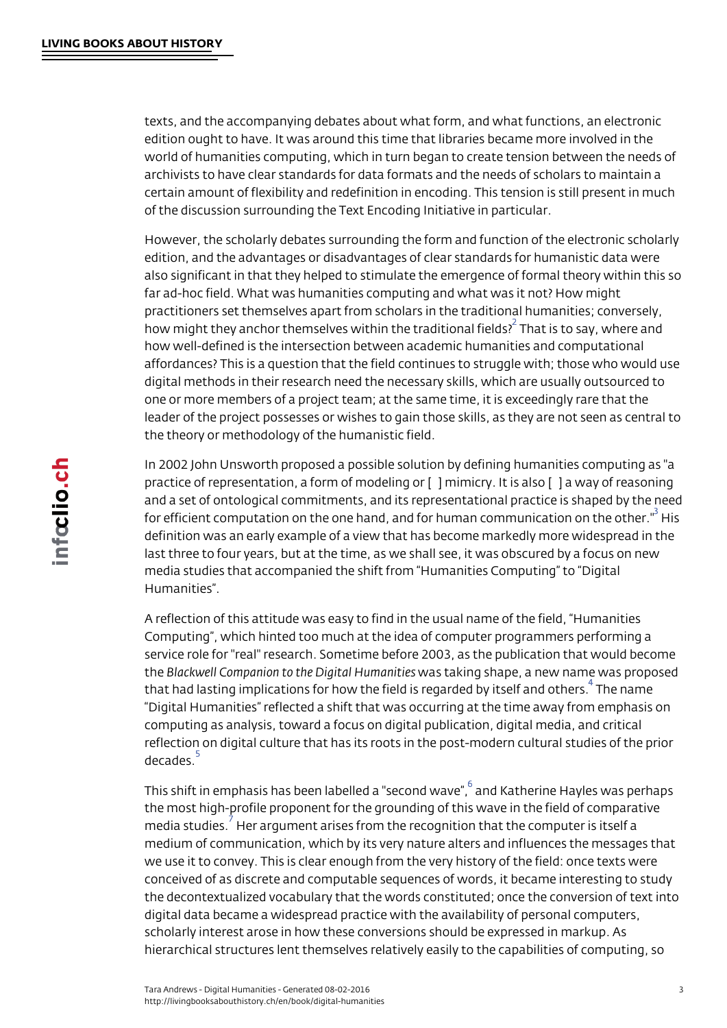texts, and the accompanying debates about what form, and what functions, an electronic edition ought to have. It was around this time that libraries became more involved in the world of humanities computing, which in turn began to create tension between the needs of archivists to have clear standards for data formats and the needs of scholars to maintain a certain amount of flexibility and redefinition in encoding. This tension is still present in much of the discussion surrounding the Text Encoding Initiative in particular.

However, the scholarly debates surrounding the form and function of the electronic scholarly edition, and the advantages or disadvantages of clear standards for humanistic data were also significant in that they helped to stimulate the emergence of formal theory within this so far ad-hoc field. What was humanities computing and what was it not? How might practitioners set themselves apart from scholars in the traditional humanities; conversely, how might they anchor themselves within the traditional fields?[2] That is to say, where and how well-defined is the intersection between academic humanities and computational affordances? This is a question that the field continues to struggle with; those who would use digital methods in their research need the necessary skills, which are usually outsourced to one or more members of a project team; at the same time, it is exceedingly rare that the leader of the project possesses or wishes to gain those skills, as they are not seen as central to the theory or methodology of the humanistic field.

In 2002 John Unsworth proposed a possible solution by defining humanities computing as "a practice of representation, a form of modeling or [ ] mimicry. It is also [ ] a way of reasoning and a set of ontological commitments, and its representational practice is shaped by the need for efficient computation on the one hand, and for human communication on the other."[3] His definition was an early example of a view that has become markedly more widespread in the last three to four years, but at the time, as we shall see, it was obscured by a focus on new media studies that accompanied the shift from “Humanities Computing” to “Digital Humanities”.

A reflection of this attitude was easy to find in the usual name of the field, “Humanities Computing”, which hinted too much at the idea of computer programmers performing a service role for "real" research. Sometime before 2003, as the publication that would become the *Blackwell Companion to the Digital Humanities* was taking shape, a new name was proposed that had lasting implications for how the field is regarded by itself and others.[4] The name “Digital Humanities” reflected a shift that was occurring at the time away from emphasis on computing as analysis, toward a focus on digital publication, digital media, and critical reflection on digital culture that has its roots in the post-modern cultural studies of the prior decades.[5]

This shift in emphasis has been labelled a "second wave",[6] and Katherine Hayles was perhaps the most high-profile proponent for the grounding of this wave in the field of comparative media studies.[7] Her argument arises from the recognition that the computer is itself a medium of communication, which by its very nature alters and influences the messages that we use it to convey. This is clear enough from the very history of the field: once texts were conceived of as discrete and computable sequences of words, it became interesting to study the decontextualized vocabulary that the words constituted; once the conversion of text into digital data became a widespread practice with the availability of personal computers, scholarly interest arose in how these conversions should be expressed in markup. As hierarchical structures lent themselves relatively easily to the capabilities of computing, so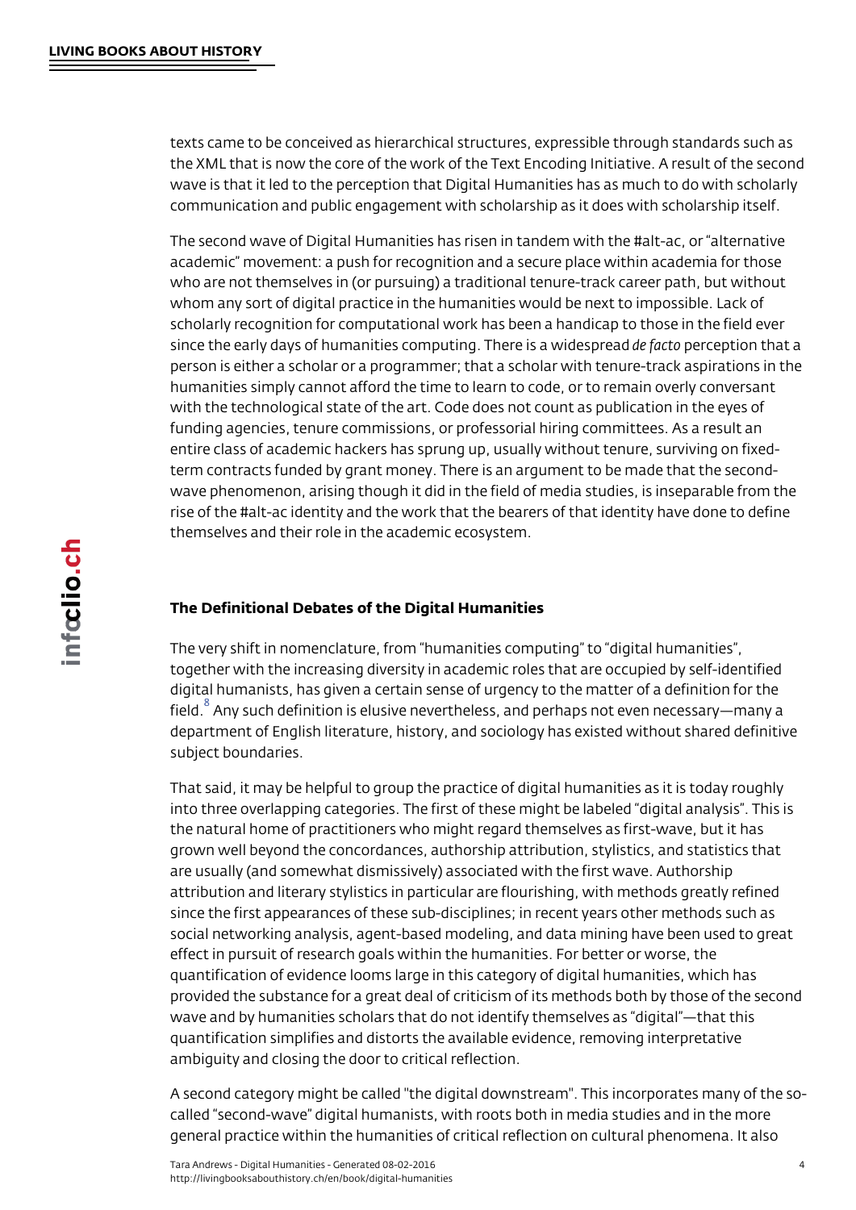texts came to be conceived as hierarchical structures, expressible through standards such as the XML that is now the core of the work of the Text Encoding Initiative. A result of the second wave is that it led to the perception that Digital Humanities has as much to do with scholarly communication and public engagement with scholarship as it does with scholarship itself.

The second wave of Digital Humanities has risen in tandem with the #alt-ac, or "alternative academic" movement: a push for recognition and a secure place within academia for those who are not themselves in (or pursuing) a traditional tenure-track career path, but without whom any sort of digital practice in the humanities would be next to impossible. Lack of scholarly recognition for computational work has been a handicap to those in the field ever since the early days of humanities computing. There is a widespread *de facto* perception that a person is either a scholar or a programmer; that a scholar with tenure-track aspirations in the humanities simply cannot afford the time to learn to code, or to remain overly conversant with the technological state of the art. Code does not count as publication in the eyes of funding agencies, tenure commissions, or professorial hiring committees. As a result an entire class of academic hackers has sprung up, usually without tenure, surviving on fixed-term contracts funded by grant money. There is an argument to be made that the second-wave phenomenon, arising though it did in the field of media studies, is inseparable from the rise of the #alt-ac identity and the work that the bearers of that identity have done to define themselves and their role in the academic ecosystem.

### The Definitional Debates of the Digital Humanities

The very shift in nomenclature, from "humanities computing" to "digital humanities", together with the increasing diversity in academic roles that are occupied by self-identified digital humanists, has given a certain sense of urgency to the matter of a definition for the field.[8] Any such definition is elusive nevertheless, and perhaps not even necessary—many a department of English literature, history, and sociology has existed without shared definitive subject boundaries.

That said, it may be helpful to group the practice of digital humanities as it is today roughly into three overlapping categories. The first of these might be labeled "digital analysis". This is the natural home of practitioners who might regard themselves as first-wave, but it has grown well beyond the concordances, authorship attribution, stylistics, and statistics that are usually (and somewhat dismissively) associated with the first wave. Authorship attribution and literary stylistics in particular are flourishing, with methods greatly refined since the first appearances of these sub-disciplines; in recent years other methods such as social networking analysis, agent-based modeling, and data mining have been used to great effect in pursuit of research goals within the humanities. For better or worse, the quantification of evidence looms large in this category of digital humanities, which has provided the substance for a great deal of criticism of its methods both by those of the second wave and by humanities scholars that do not identify themselves as "digital"—that this quantification simplifies and distorts the available evidence, removing interpretative ambiguity and closing the door to critical reflection.

A second category might be called "the digital downstream". This incorporates many of the so-called "second-wave" digital humanists, with roots both in media studies and in the more general practice within the humanities of critical reflection on cultural phenomena. It also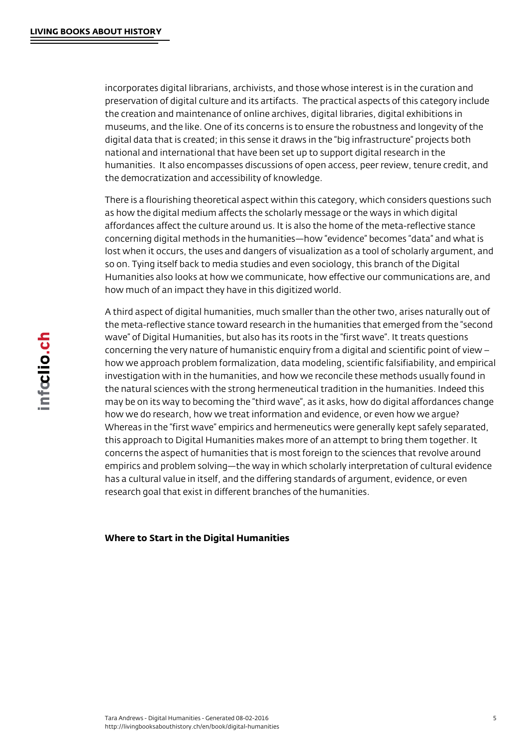incorporates digital librarians, archivists, and those whose interest is in the curation and preservation of digital culture and its artifacts.  The practical aspects of this category include the creation and maintenance of online archives, digital libraries, digital exhibitions in museums, and the like. One of its concerns is to ensure the robustness and longevity of the digital data that is created; in this sense it draws in the "big infrastructure" projects both national and international that have been set up to support digital research in the humanities.  It also encompasses discussions of open access, peer review, tenure credit, and the democratization and accessibility of knowledge.

There is a flourishing theoretical aspect within this category, which considers questions such as how the digital medium affects the scholarly message or the ways in which digital affordances affect the culture around us. It is also the home of the meta-reflective stance concerning digital methods in the humanities—how "evidence" becomes "data" and what is lost when it occurs, the uses and dangers of visualization as a tool of scholarly argument, and so on. Tying itself back to media studies and even sociology, this branch of the Digital Humanities also looks at how we communicate, how effective our communications are, and how much of an impact they have in this digitized world.

A third aspect of digital humanities, much smaller than the other two, arises naturally out of the meta-reflective stance toward research in the humanities that emerged from the "second wave" of Digital Humanities, but also has its roots in the "first wave". It treats questions concerning the very nature of humanistic enquiry from a digital and scientific point of view – how we approach problem formalization, data modeling, scientific falsifiability, and empirical investigation with in the humanities, and how we reconcile these methods usually found in the natural sciences with the strong hermeneutical tradition in the humanities. Indeed this may be on its way to becoming the "third wave", as it asks, how do digital affordances change how we do research, how we treat information and evidence, or even how we argue? Whereas in the "first wave" empirics and hermeneutics were generally kept safely separated, this approach to Digital Humanities makes more of an attempt to bring them together. It concerns the aspect of humanities that is most foreign to the sciences that revolve around empirics and problem solving—the way in which scholarly interpretation of cultural evidence has a cultural value in itself, and the differing standards of argument, evidence, or even research goal that exist in different branches of the humanities.

**Where to Start in the Digital Humanities**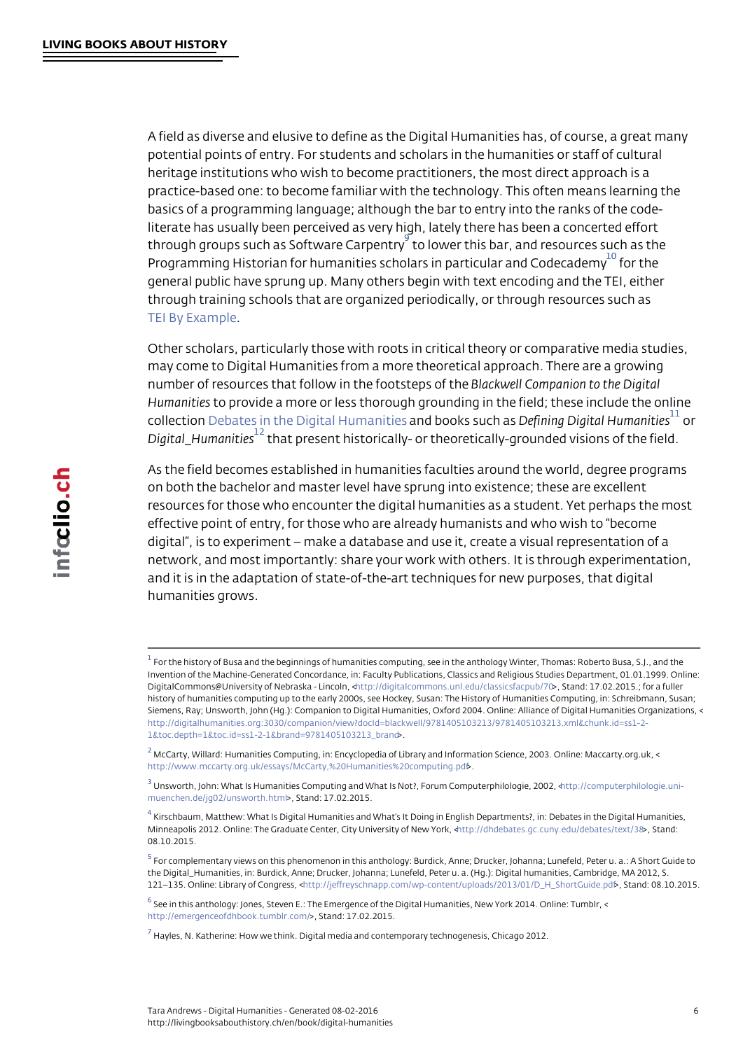A field as diverse and elusive to define as the Digital Humanities has, of course, a great many potential points of entry. For students and scholars in the humanities or staff of cultural heritage institutions who wish to become practitioners, the most direct approach is a practice-based one: to become familiar with the technology. This often means learning the basics of a programming language; although the bar to entry into the ranks of the code-literate has usually been perceived as very high, lately there has been a concerted effort through groups such as Software Carpentry[9] to lower this bar, and resources such as the Programming Historian for humanities scholars in particular and Codecademy[10] for the general public have sprung up. Many others begin with text encoding and the TEI, either through training schools that are organized periodically, or through resources such as TEI By Example.

Other scholars, particularly those with roots in critical theory or comparative media studies, may come to Digital Humanities from a more theoretical approach. There are a growing number of resources that follow in the footsteps of the *Blackwell Companion to the Digital Humanities* to provide a more or less thorough grounding in the field; these include the online collection Debates in the Digital Humanities and books such as *Defining Digital Humanities*[11] or *Digital_Humanities*[12] that present historically- or theoretically-grounded visions of the field.

As the field becomes established in humanities faculties around the world, degree programs on both the bachelor and master level have sprung into existence; these are excellent resources for those who encounter the digital humanities as a student. Yet perhaps the most effective point of entry, for those who are already humanists and who wish to "become digital", is to experiment – make a database and use it, create a visual representation of a network, and most importantly: share your work with others. It is through experimentation, and it is in the adaptation of state-of-the-art techniques for new purposes, that digital humanities grows.

---

[1] For the history of Busa and the beginnings of humanities computing, see in the anthology Winter, Thomas: Roberto Busa, S.J., and the Invention of the Machine-Generated Concordance, in: Faculty Publications, Classics and Religious Studies Department, 01.01.1999. Online: DigitalCommons@University of Nebraska - Lincoln, <http://digitalcommons.unl.edu/classicsfacpub/70>, Stand: 17.02.2015.; for a fuller history of humanities computing up to the early 2000s, see Hockey, Susan: The History of Humanities Computing, in: Schreibmann, Susan; Siemens, Ray; Unsworth, John (Hg.): Companion to Digital Humanities, Oxford 2004. Online: Alliance of Digital Humanities Organizations, <http://digitalhumanities.org:3030/companion/view?docId=blackwell/9781405103213/9781405103213.xml&chunk.id=ss1-2-1&toc.depth=1&toc.id=ss1-2-1&brand=9781405103213_brand>.

[2] McCarty, Willard: Humanities Computing, in: Encyclopedia of Library and Information Science, 2003. Online: Maccarty.org.uk, <http://www.mccarty.org.uk/essays/McCarty,%20Humanities%20computing.pdf>.

[3] Unsworth, John: What Is Humanities Computing and What Is Not?, Forum Computerphilologie, 2002, <http://computerphilologie.uni-muenchen.de/jg02/unsworth.html>, Stand: 17.02.2015.

[4] Kirschbaum, Matthew: What Is Digital Humanities and What's It Doing in English Departments?, in: Debates in the Digital Humanities, Minneapolis 2012. Online: The Graduate Center, City University of New York, <http://dhdebates.gc.cuny.edu/debates/text/38>, Stand: 08.10.2015.

[5] For complementary views on this phenomenon in this anthology: Burdick, Anne; Drucker, Johanna; Lunefeld, Peter u. a.: A Short Guide to the Digital_Humanities, in: Burdick, Anne; Drucker, Johanna; Lunefeld, Peter u. a. (Hg.): Digital humanities, Cambridge, MA 2012, S. 121–135. Online: Library of Congress, <http://jeffreyschnapp.com/wp-content/uploads/2013/01/D_H_ShortGuide.pdf>, Stand: 08.10.2015.

[6] See in this anthology: Jones, Steven E.: The Emergence of the Digital Humanities, New York 2014. Online: Tumblr, <http://emergenceofdhbook.tumblr.com/>, Stand: 17.02.2015.

[7] Hayles, N. Katherine: How we think. Digital media and contemporary technogenesis, Chicago 2012.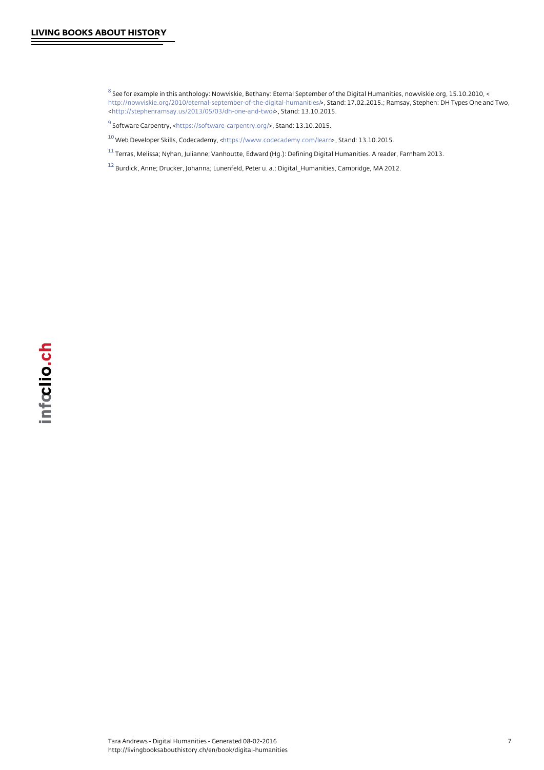[8] See for example in this anthology: Nowviskie, Bethany: Eternal September of the Digital Humanities, nowviskie.org, 15.10.2010, <http://nowviskie.org/2010/eternal-september-of-the-digital-humanities/>, Stand: 17.02.2015.; Ramsay, Stephen: DH Types One and Two, <http://stephenramsay.us/2013/05/03/dh-one-and-two/>, Stand: 13.10.2015.

[9] Software Carpentry, <https://software-carpentry.org/>, Stand: 13.10.2015.

[10] Web Developer Skills, Codecademy, <https://www.codecademy.com/learn>, Stand: 13.10.2015.

[11] Terras, Melissa; Nyhan, Julianne; Vanhoutte, Edward (Hg.): Defining Digital Humanities. A reader, Farnham 2013.

[12] Burdick, Anne; Drucker, Johanna; Lunenfeld, Peter u. a.: Digital_Humanities, Cambridge, MA 2012.